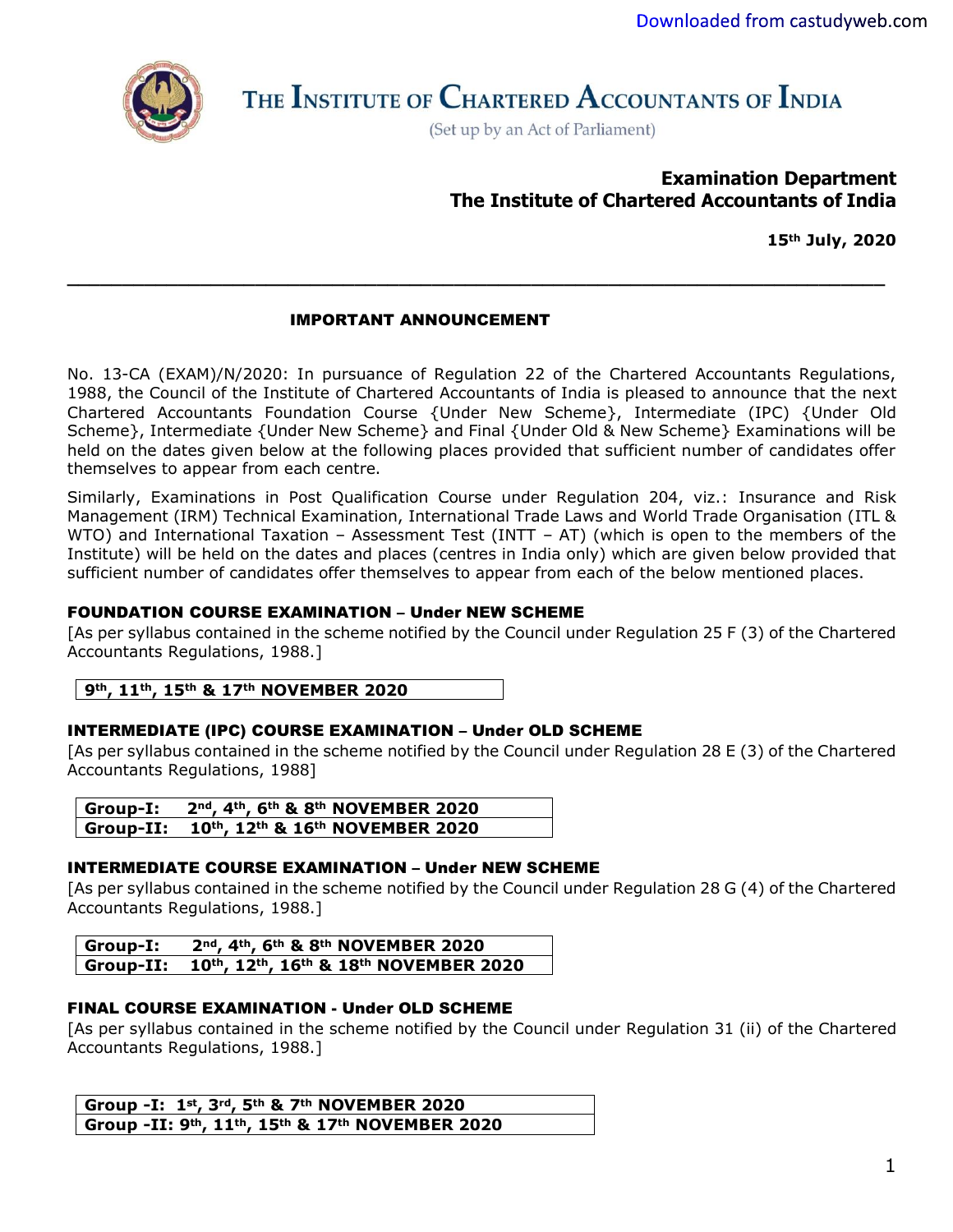# THE INSTITUTE OF CHARTERED ACCOUNTANTS OF INDIA

(Set up by an Act of Parliament)

**Examination Department**
**The Institute of Chartered Accountants of India**

**15th July, 2020**

---

## IMPORTANT ANNOUNCEMENT

No. 13-CA (EXAM)/N/2020: In pursuance of Regulation 22 of the Chartered Accountants Regulations, 1988, the Council of the Institute of Chartered Accountants of India is pleased to announce that the next Chartered Accountants Foundation Course {Under New Scheme}, Intermediate (IPC) {Under Old Scheme}, Intermediate {Under New Scheme} and Final {Under Old & New Scheme} Examinations will be held on the dates given below at the following places provided that sufficient number of candidates offer themselves to appear from each centre.

Similarly, Examinations in Post Qualification Course under Regulation 204, viz.: Insurance and Risk Management (IRM) Technical Examination, International Trade Laws and World Trade Organisation (ITL & WTO) and International Taxation – Assessment Test (INTT – AT) (which is open to the members of the Institute) will be held on the dates and places (centres in India only) which are given below provided that sufficient number of candidates offer themselves to appear from each of the below mentioned places.

### FOUNDATION COURSE EXAMINATION – Under NEW SCHEME

[As per syllabus contained in the scheme notified by the Council under Regulation 25 F (3) of the Chartered Accountants Regulations, 1988.]

| **9th, 11th, 15th & 17th NOVEMBER 2020** |
|---|

### INTERMEDIATE (IPC) COURSE EXAMINATION – Under OLD SCHEME

[As per syllabus contained in the scheme notified by the Council under Regulation 28 E (3) of the Chartered Accountants Regulations, 1988]

| **Group-I:** | **2nd, 4th, 6th & 8th NOVEMBER 2020** |
|---|---|
| **Group-II:** | **10th, 12th & 16th NOVEMBER 2020** |

### INTERMEDIATE COURSE EXAMINATION – Under NEW SCHEME

[As per syllabus contained in the scheme notified by the Council under Regulation 28 G (4) of the Chartered Accountants Regulations, 1988.]

| **Group-I:** | **2nd, 4th, 6th & 8th NOVEMBER 2020** |
|---|---|
| **Group-II:** | **10th, 12th, 16th & 18th NOVEMBER 2020** |

### FINAL COURSE EXAMINATION - Under OLD SCHEME

[As per syllabus contained in the scheme notified by the Council under Regulation 31 (ii) of the Chartered Accountants Regulations, 1988.]

| **Group -I:** | **1st, 3rd, 5th & 7th NOVEMBER 2020** |
|---|---|
| **Group -II:** | **9th, 11th, 15th & 17th NOVEMBER 2020** |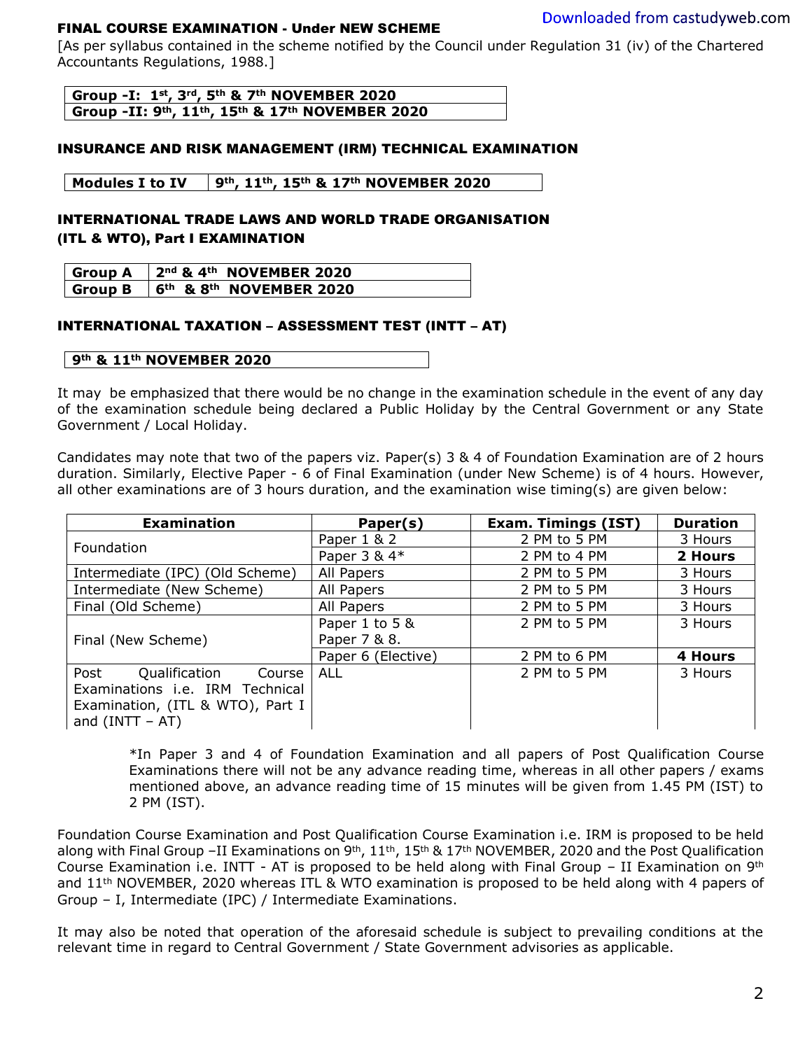### FINAL COURSE EXAMINATION - Under NEW SCHEME

[As per syllabus contained in the scheme notified by the Council under Regulation 31 (iv) of the Chartered Accountants Regulations, 1988.]

| **Group -I: 1st, 3rd, 5th & 7th NOVEMBER 2020** |
|---|
| **Group -II: 9th, 11th, 15th & 17th NOVEMBER 2020** |

### INSURANCE AND RISK MANAGEMENT (IRM) TECHNICAL EXAMINATION

| **Modules I to IV** | **9th, 11th, 15th & 17th NOVEMBER 2020** |
|---|---|

### INTERNATIONAL TRADE LAWS AND WORLD TRADE ORGANISATION (ITL & WTO), Part I EXAMINATION

| **Group A** | **2nd & 4th NOVEMBER 2020** |
|---|---|
| **Group B** | **6th & 8th NOVEMBER 2020** |

### INTERNATIONAL TAXATION – ASSESSMENT TEST (INTT – AT)

| **9th & 11th NOVEMBER 2020** |
|---|

It may be emphasized that there would be no change in the examination schedule in the event of any day of the examination schedule being declared a Public Holiday by the Central Government or any State Government / Local Holiday.

Candidates may note that two of the papers viz. Paper(s) 3 & 4 of Foundation Examination are of 2 hours duration. Similarly, Elective Paper - 6 of Final Examination (under New Scheme) is of 4 hours. However, all other examinations are of 3 hours duration, and the examination wise timing(s) are given below:

| **Examination** | **Paper(s)** | **Exam. Timings (IST)** | **Duration** |
|---|---|---|---|
| Foundation | Paper 1 & 2 | 2 PM to 5 PM | 3 Hours |
| | Paper 3 & 4* | 2 PM to 4 PM | **2 Hours** |
| Intermediate (IPC) (Old Scheme) | All Papers | 2 PM to 5 PM | 3 Hours |
| Intermediate (New Scheme) | All Papers | 2 PM to 5 PM | 3 Hours |
| Final (Old Scheme) | All Papers | 2 PM to 5 PM | 3 Hours |
| Final (New Scheme) | Paper 1 to 5 & Paper 7 & 8. | 2 PM to 5 PM | 3 Hours |
| | Paper 6 (Elective) | 2 PM to 6 PM | **4 Hours** |
| Post Qualification Course Examinations i.e. IRM Technical Examination, (ITL & WTO), Part I and (INTT – AT) | ALL | 2 PM to 5 PM | 3 Hours |

*In Paper 3 and 4 of Foundation Examination and all papers of Post Qualification Course Examinations there will not be any advance reading time, whereas in all other papers / exams mentioned above, an advance reading time of 15 minutes will be given from 1.45 PM (IST) to 2 PM (IST).

Foundation Course Examination and Post Qualification Course Examination i.e. IRM is proposed to be held along with Final Group –II Examinations on 9th, 11th, 15th & 17th NOVEMBER, 2020 and the Post Qualification Course Examination i.e. INTT - AT is proposed to be held along with Final Group – II Examination on 9th and 11th NOVEMBER, 2020 whereas ITL & WTO examination is proposed to be held along with 4 papers of Group – I, Intermediate (IPC) / Intermediate Examinations.

It may also be noted that operation of the aforesaid schedule is subject to prevailing conditions at the relevant time in regard to Central Government / State Government advisories as applicable.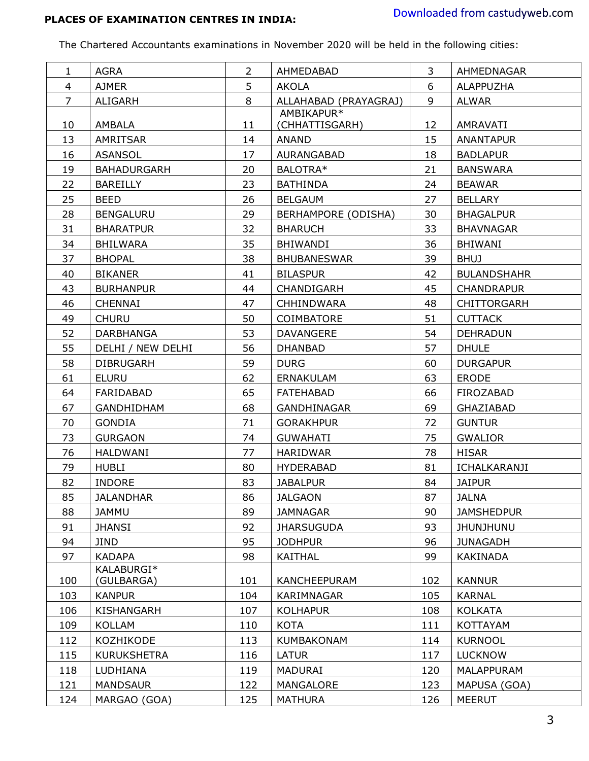**PLACES OF EXAMINATION CENTRES IN INDIA:**

The Chartered Accountants examinations in November 2020 will be held in the following cities:

| | | | | | |
|---|---|---|---|---|---|
| 1 | AGRA | 2 | AHMEDABAD | 3 | AHMEDNAGAR |
| 4 | AJMER | 5 | AKOLA | 6 | ALAPPUZHA |
| 7 | ALIGARH | 8 | ALLAHABAD (PRAYAGRAJ) | 9 | ALWAR |
| 10 | AMBALA | 11 | AMBIKAPUR* (CHHATTISGARH) | 12 | AMRAVATI |
| 13 | AMRITSAR | 14 | ANAND | 15 | ANANTPUR |
| 16 | ASANSOL | 17 | AURANGABAD | 18 | BADLAPUR |
| 19 | BAHADURGARH | 20 | BALOTRA* | 21 | BANSWARA |
| 22 | BAREILLY | 23 | BATHINDA | 24 | BEAWAR |
| 25 | BEED | 26 | BELGAUM | 27 | BELLARY |
| 28 | BENGALURU | 29 | BERHAMPORE (ODISHA) | 30 | BHAGALPUR |
| 31 | BHARATPUR | 32 | BHARUCH | 33 | BHAVNAGAR |
| 34 | BHILWARA | 35 | BHIWANDI | 36 | BHIWANI |
| 37 | BHOPAL | 38 | BHUBANESWAR | 39 | BHUJ |
| 40 | BIKANER | 41 | BILASPUR | 42 | BULANDSHAHR |
| 43 | BURHANPUR | 44 | CHANDIGARH | 45 | CHANDRAPUR |
| 46 | CHENNAI | 47 | CHHINDWARA | 48 | CHITTORGARH |
| 49 | CHURU | 50 | COIMBATORE | 51 | CUTTACK |
| 52 | DARBHANGA | 53 | DAVANGERE | 54 | DEHRADUN |
| 55 | DELHI / NEW DELHI | 56 | DHANBAD | 57 | DHULE |
| 58 | DIBRUGARH | 59 | DURG | 60 | DURGAPUR |
| 61 | ELURU | 62 | ERNAKULAM | 63 | ERODE |
| 64 | FARIDABAD | 65 | FATEHABAD | 66 | FIROZABAD |
| 67 | GANDHIDHAM | 68 | GANDHINAGAR | 69 | GHAZIABAD |
| 70 | GONDIA | 71 | GORAKHPUR | 72 | GUNTUR |
| 73 | GURGAON | 74 | GUWAHATI | 75 | GWALIOR |
| 76 | HALDWANI | 77 | HARIDWAR | 78 | HISAR |
| 79 | HUBLI | 80 | HYDERABAD | 81 | ICHALKARANJI |
| 82 | INDORE | 83 | JABALPUR | 84 | JAIPUR |
| 85 | JALANDHAR | 86 | JALGAON | 87 | JALNA |
| 88 | JAMMU | 89 | JAMNAGAR | 90 | JAMSHEDPUR |
| 91 | JHANSI | 92 | JHARSUGUDA | 93 | JHUNJHUNU |
| 94 | JIND | 95 | JODHPUR | 96 | JUNAGADH |
| 97 | KADAPA | 98 | KAITHAL | 99 | KAKINADA |
| 100 | KALABURGI* (GULBARGA) | 101 | KANCHEEPURAM | 102 | KANNUR |
| 103 | KANPUR | 104 | KARIMNAGAR | 105 | KARNAL |
| 106 | KISHANGARH | 107 | KOLHAPUR | 108 | KOLKATA |
| 109 | KOLLAM | 110 | KOTA | 111 | KOTTAYAM |
| 112 | KOZHIKODE | 113 | KUMBAKONAM | 114 | KURNOOL |
| 115 | KURUKSHETRA | 116 | LATUR | 117 | LUCKNOW |
| 118 | LUDHIANA | 119 | MADURAI | 120 | MALAPPURAM |
| 121 | MANDSAUR | 122 | MANGALORE | 123 | MAPUSA (GOA) |
| 124 | MARGAO (GOA) | 125 | MATHURA | 126 | MEERUT |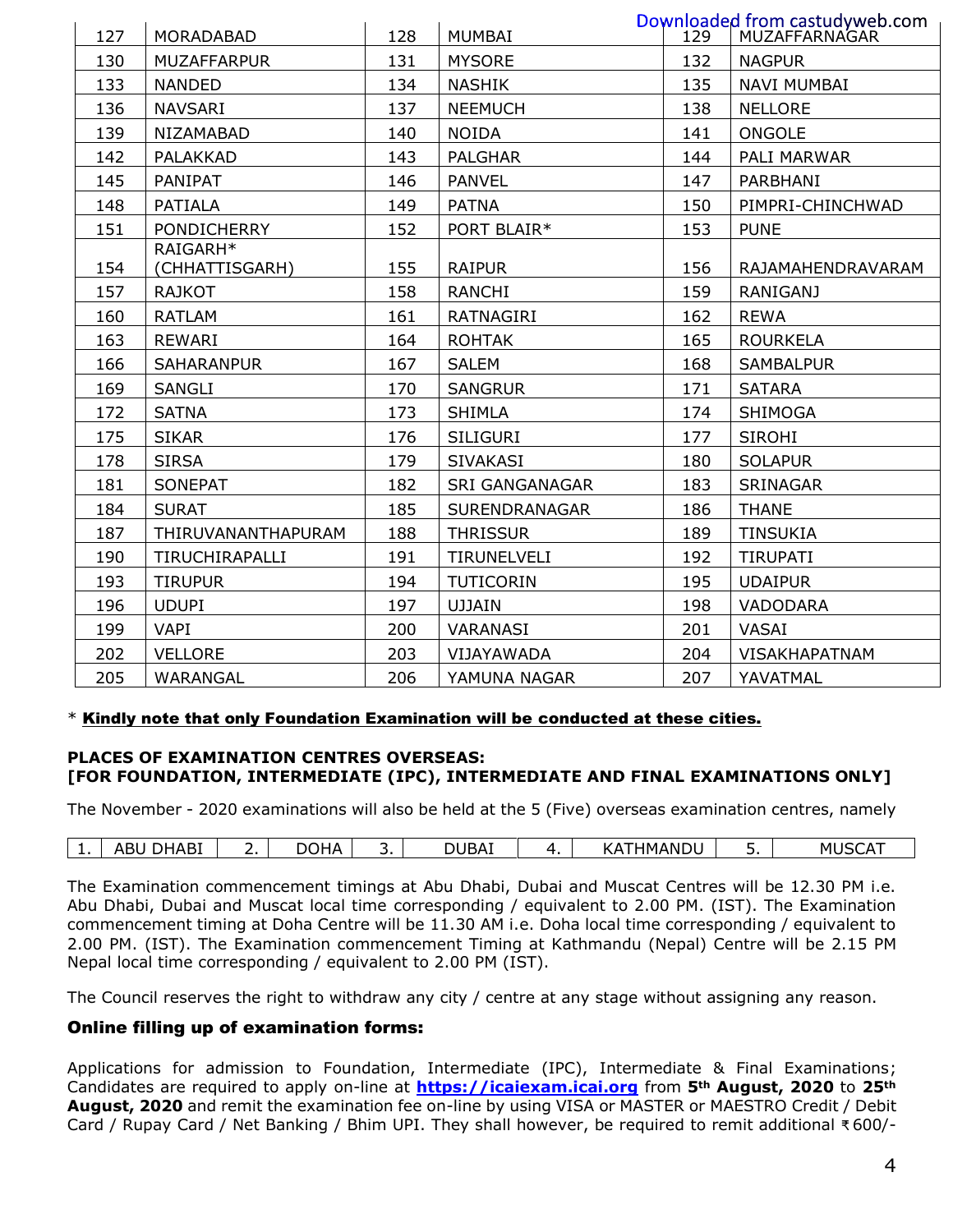| 127 | MORADABAD | 128 | MUMBAI | 129 | MUZAFFARNAGAR |
|---|---|---|---|---|---|
| 130 | MUZAFFARPUR | 131 | MYSORE | 132 | NAGPUR |
| 133 | NANDED | 134 | NASHIK | 135 | NAVI MUMBAI |
| 136 | NAVSARI | 137 | NEEMUCH | 138 | NELLORE |
| 139 | NIZAMABAD | 140 | NOIDA | 141 | ONGOLE |
| 142 | PALAKKAD | 143 | PALGHAR | 144 | PALI MARWAR |
| 145 | PANIPAT | 146 | PANVEL | 147 | PARBHANI |
| 148 | PATIALA | 149 | PATNA | 150 | PIMPRI-CHINCHWAD |
| 151 | PONDICHERRY | 152 | PORT BLAIR* | 153 | PUNE |
| 154 | RAIGARH* (CHHATTISGARH) | 155 | RAIPUR | 156 | RAJAMAHENDRAVARAM |
| 157 | RAJKOT | 158 | RANCHI | 159 | RANIGANJ |
| 160 | RATLAM | 161 | RATNAGIRI | 162 | REWA |
| 163 | REWARI | 164 | ROHTAK | 165 | ROURKELA |
| 166 | SAHARANPUR | 167 | SALEM | 168 | SAMBALPUR |
| 169 | SANGLI | 170 | SANGRUR | 171 | SATARA |
| 172 | SATNA | 173 | SHIMLA | 174 | SHIMOGA |
| 175 | SIKAR | 176 | SILIGURI | 177 | SIROHI |
| 178 | SIRSA | 179 | SIVAKASI | 180 | SOLAPUR |
| 181 | SONEPAT | 182 | SRI GANGANAGAR | 183 | SRINAGAR |
| 184 | SURAT | 185 | SURENDRANAGAR | 186 | THANE |
| 187 | THIRUVANANTHAPURAM | 188 | THRISSUR | 189 | TINSUKIA |
| 190 | TIRUCHIRAPALLI | 191 | TIRUNELVELI | 192 | TIRUPATI |
| 193 | TIRUPUR | 194 | TUTICORIN | 195 | UDAIPUR |
| 196 | UDUPI | 197 | UJJAIN | 198 | VADODARA |
| 199 | VAPI | 200 | VARANASI | 201 | VASAI |
| 202 | VELLORE | 203 | VIJAYAWADA | 204 | VISAKHAPATNAM |
| 205 | WARANGAL | 206 | YAMUNA NAGAR | 207 | YAVATMAL |

* **Kindly note that only Foundation Examination will be conducted at these cities.**

**PLACES OF EXAMINATION CENTRES OVERSEAS:**
**[FOR FOUNDATION, INTERMEDIATE (IPC), INTERMEDIATE AND FINAL EXAMINATIONS ONLY]**

The November - 2020 examinations will also be held at the 5 (Five) overseas examination centres, namely

| 1. | ABU DHABI | 2. | DOHA | 3. | DUBAI | 4. | KATHMANDU | 5. | MUSCAT |
|---|---|---|---|---|---|---|---|---|---|

The Examination commencement timings at Abu Dhabi, Dubai and Muscat Centres will be 12.30 PM i.e. Abu Dhabi, Dubai and Muscat local time corresponding / equivalent to 2.00 PM. (IST). The Examination commencement timing at Doha Centre will be 11.30 AM i.e. Doha local time corresponding / equivalent to 2.00 PM. (IST). The Examination commencement Timing at Kathmandu (Nepal) Centre will be 2.15 PM Nepal local time corresponding / equivalent to 2.00 PM (IST).

The Council reserves the right to withdraw any city / centre at any stage without assigning any reason.

### Online filling up of examination forms:

Applications for admission to Foundation, Intermediate (IPC), Intermediate & Final Examinations; Candidates are required to apply on-line at **https://icaiexam.icai.org** from **5th August, 2020** to **25th August, 2020** and remit the examination fee on-line by using VISA or MASTER or MAESTRO Credit / Debit Card / Rupay Card / Net Banking / Bhim UPI. They shall however, be required to remit additional ₹600/-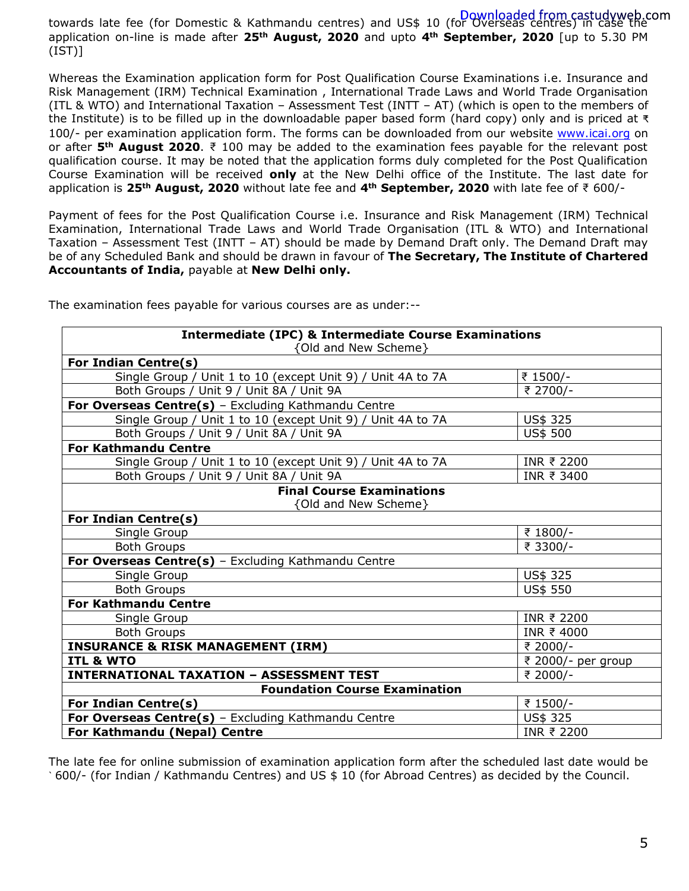towards late fee (for Domestic & Kathmandu centres) and US$ 10 (for Overseas centres) in case the application on-line is made after **25th August, 2020** and upto **4th September, 2020** [up to 5.30 PM (IST)]

Whereas the Examination application form for Post Qualification Course Examinations i.e. Insurance and Risk Management (IRM) Technical Examination , International Trade Laws and World Trade Organisation (ITL & WTO) and International Taxation – Assessment Test (INTT – AT) (which is open to the members of the Institute) is to be filled up in the downloadable paper based form (hard copy) only and is priced at ₹ 100/- per examination application form. The forms can be downloaded from our website www.icai.org on or after **5th August 2020**. ₹ 100 may be added to the examination fees payable for the relevant post qualification course. It may be noted that the application forms duly completed for the Post Qualification Course Examination will be received **only** at the New Delhi office of the Institute. The last date for application is **25th August, 2020** without late fee and **4th September, 2020** with late fee of ₹ 600/-

Payment of fees for the Post Qualification Course i.e. Insurance and Risk Management (IRM) Technical Examination, International Trade Laws and World Trade Organisation (ITL & WTO) and International Taxation – Assessment Test (INTT – AT) should be made by Demand Draft only. The Demand Draft may be of any Scheduled Bank and should be drawn in favour of **The Secretary, The Institute of Chartered Accountants of India,** payable at **New Delhi only.**

The examination fees payable for various courses are as under:--

| **Intermediate (IPC) & Intermediate Course Examinations** {Old and New Scheme} | |
|---|---|
| **For Indian Centre(s)** | |
| Single Group / Unit 1 to 10 (except Unit 9) / Unit 4A to 7A | ₹ 1500/- |
| Both Groups / Unit 9 / Unit 8A / Unit 9A | ₹ 2700/- |
| **For Overseas Centre(s)** – Excluding Kathmandu Centre | |
| Single Group / Unit 1 to 10 (except Unit 9) / Unit 4A to 7A | US$ 325 |
| Both Groups / Unit 9 / Unit 8A / Unit 9A | US$ 500 |
| **For Kathmandu Centre** | |
| Single Group / Unit 1 to 10 (except Unit 9) / Unit 4A to 7A | INR ₹ 2200 |
| Both Groups / Unit 9 / Unit 8A / Unit 9A | INR ₹ 3400 |
| **Final Course Examinations** {Old and New Scheme} | |
| **For Indian Centre(s)** | |
| Single Group | ₹ 1800/- |
| Both Groups | ₹ 3300/- |
| **For Overseas Centre(s)** – Excluding Kathmandu Centre | |
| Single Group | US$ 325 |
| Both Groups | US$ 550 |
| **For Kathmandu Centre** | |
| Single Group | INR ₹ 2200 |
| Both Groups | INR ₹ 4000 |
| **INSURANCE & RISK MANAGEMENT (IRM)** | ₹ 2000/- |
| **ITL & WTO** | ₹ 2000/- per group |
| **INTERNATIONAL TAXATION – ASSESSMENT TEST** | ₹ 2000/- |
| **Foundation Course Examination** | |
| **For Indian Centre(s)** | ₹ 1500/- |
| **For Overseas Centre(s)** – Excluding Kathmandu Centre | US$ 325 |
| **For Kathmandu (Nepal) Centre** | INR ₹ 2200 |

The late fee for online submission of examination application form after the scheduled last date would be ` 600/- (for Indian / Kathmandu Centres) and US $ 10 (for Abroad Centres) as decided by the Council.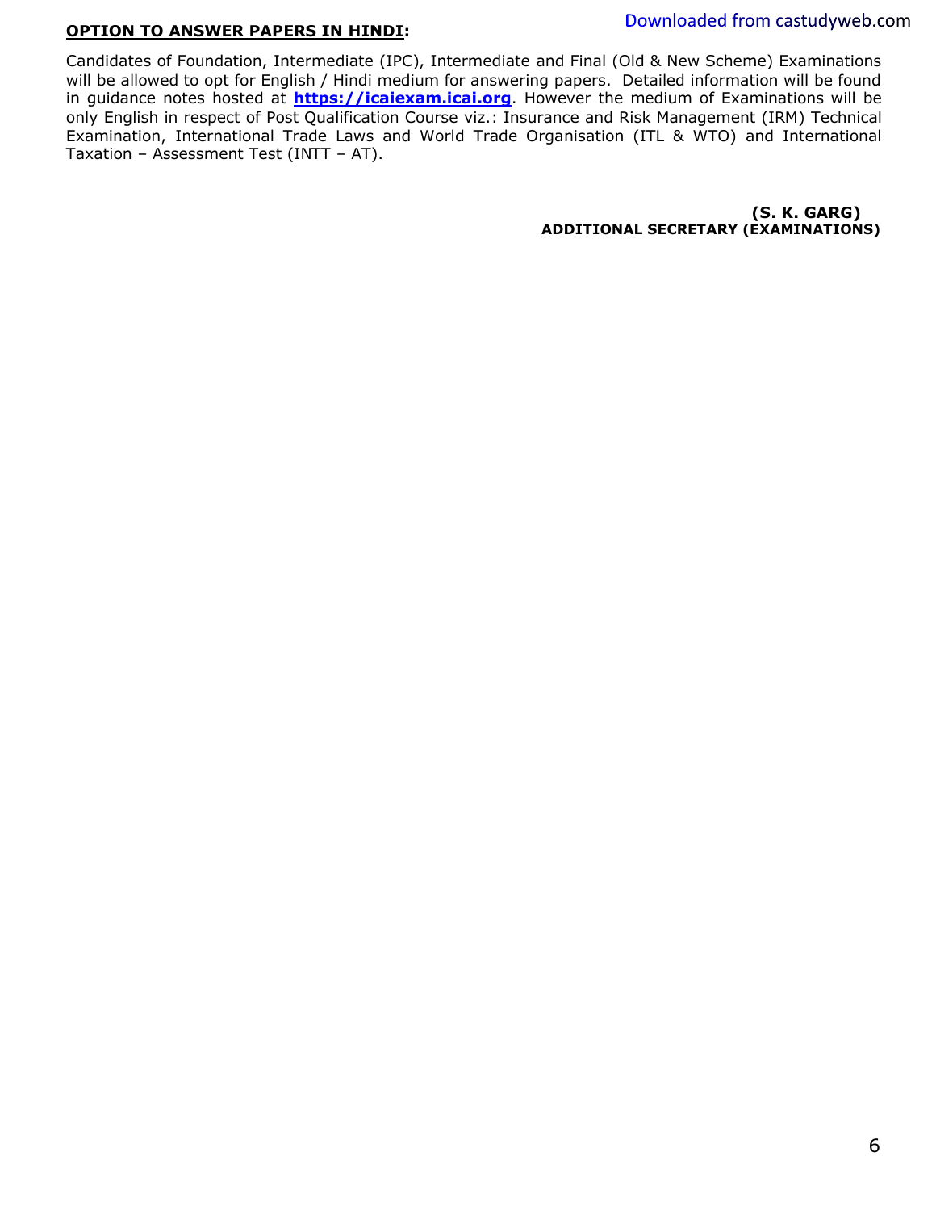**OPTION TO ANSWER PAPERS IN HINDI:**

Candidates of Foundation, Intermediate (IPC), Intermediate and Final (Old & New Scheme) Examinations will be allowed to opt for English / Hindi medium for answering papers. Detailed information will be found in guidance notes hosted at **https://icaiexam.icai.org**. However the medium of Examinations will be only English in respect of Post Qualification Course viz.: Insurance and Risk Management (IRM) Technical Examination, International Trade Laws and World Trade Organisation (ITL & WTO) and International Taxation – Assessment Test (INTT – AT).

**(S. K. GARG)**
**ADDITIONAL SECRETARY (EXAMINATIONS)**